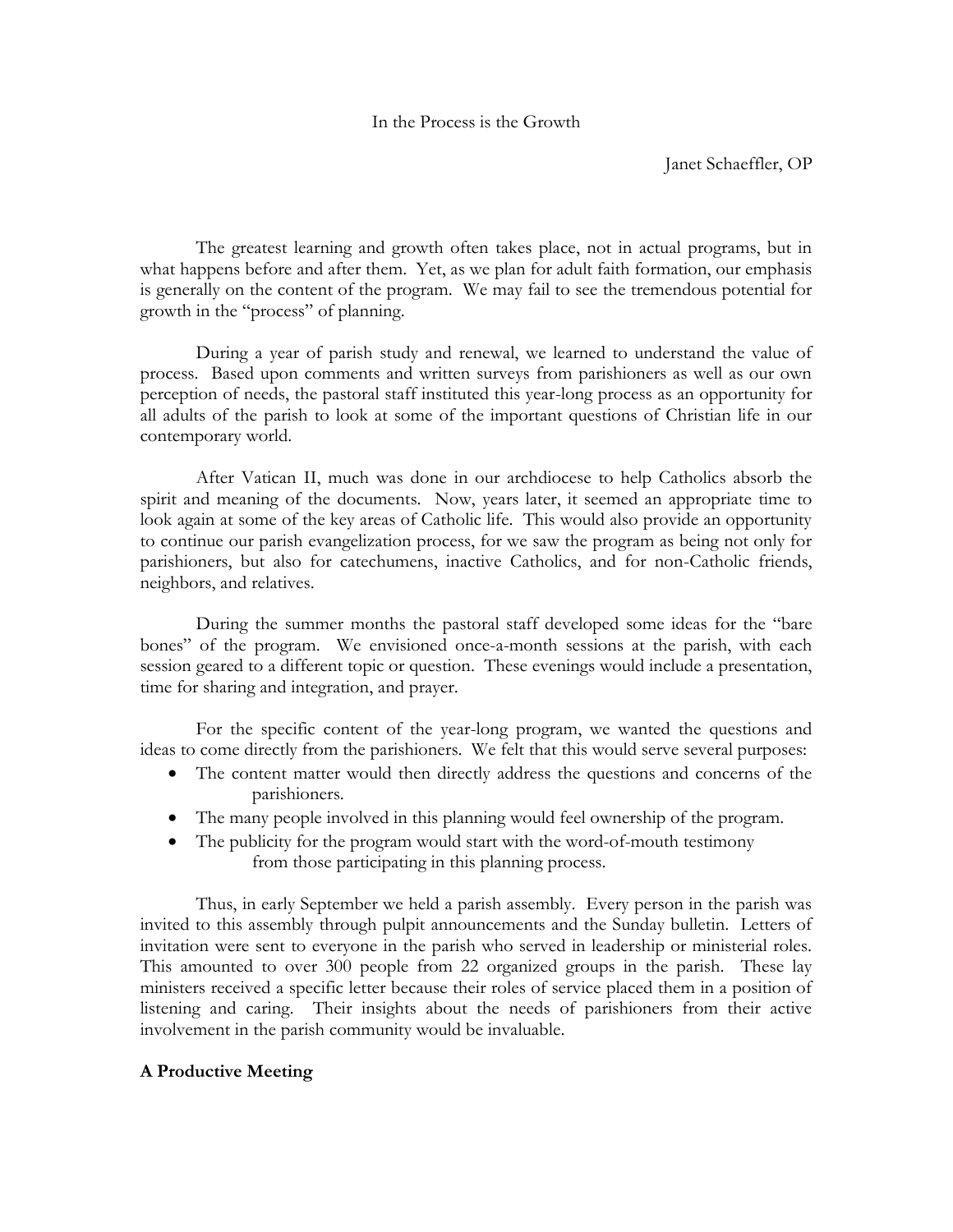# In the Process is the Growth

Janet Schaeffler, OP

The greatest learning and growth often takes place, not in actual programs, but in what happens before and after them. Yet, as we plan for adult faith formation, our emphasis is generally on the content of the program. We may fail to see the tremendous potential for growth in the "process" of planning.

During a year of parish study and renewal, we learned to understand the value of process. Based upon comments and written surveys from parishioners as well as our own perception of needs, the pastoral staff instituted this year-long process as an opportunity for all adults of the parish to look at some of the important questions of Christian life in our contemporary world.

After Vatican II, much was done in our archdiocese to help Catholics absorb the spirit and meaning of the documents. Now, years later, it seemed an appropriate time to look again at some of the key areas of Catholic life. This would also provide an opportunity to continue our parish evangelization process, for we saw the program as being not only for parishioners, but also for catechumens, inactive Catholics, and for non-Catholic friends, neighbors, and relatives.

During the summer months the pastoral staff developed some ideas for the "bare bones" of the program. We envisioned once-a-month sessions at the parish, with each session geared to a different topic or question. These evenings would include a presentation, time for sharing and integration, and prayer.

For the specific content of the year-long program, we wanted the questions and ideas to come directly from the parishioners. We felt that this would serve several purposes:

- The content matter would then directly address the questions and concerns of the parishioners.
- The many people involved in this planning would feel ownership of the program.
- The publicity for the program would start with the word-of-mouth testimony from those participating in this planning process.

Thus, in early September we held a parish assembly. Every person in the parish was invited to this assembly through pulpit announcements and the Sunday bulletin. Letters of invitation were sent to everyone in the parish who served in leadership or ministerial roles. This amounted to over 300 people from 22 organized groups in the parish. These lay ministers received a specific letter because their roles of service placed them in a position of listening and caring. Their insights about the needs of parishioners from their active involvement in the parish community would be invaluable.

## A Productive Meeting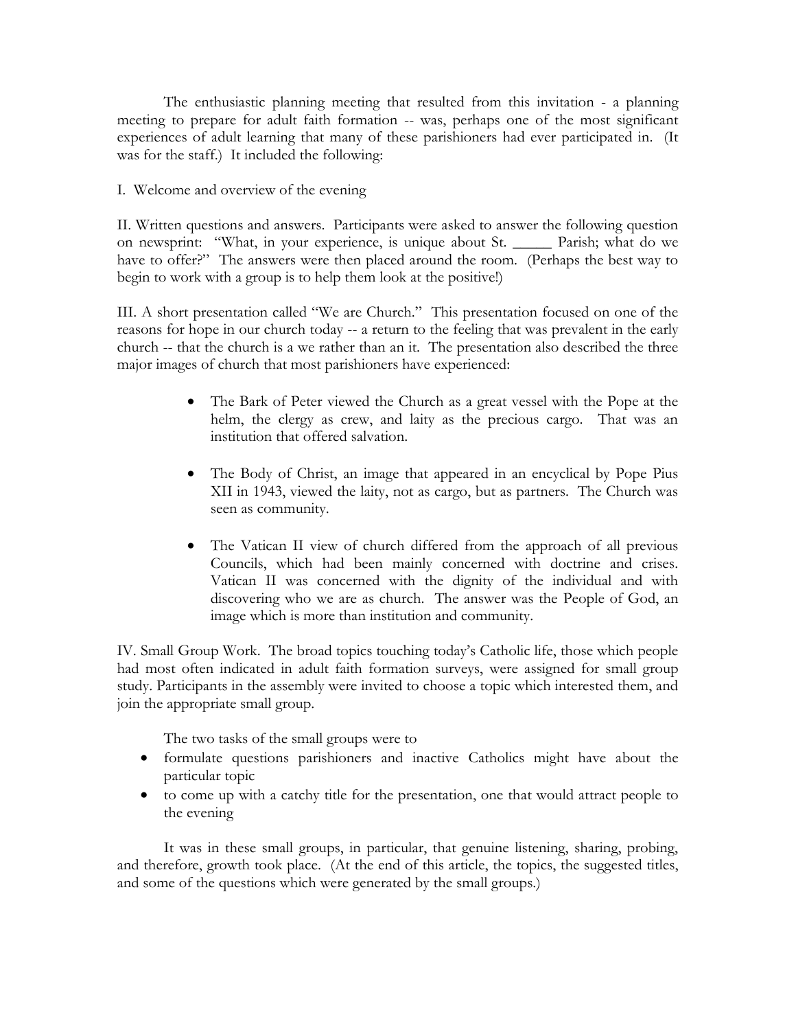The enthusiastic planning meeting that resulted from this invitation - a planning meeting to prepare for adult faith formation -- was, perhaps one of the most significant experiences of adult learning that many of these parishioners had ever participated in. (It was for the staff.) It included the following:

I. Welcome and overview of the evening

II. Written questions and answers. Participants were asked to answer the following question on newsprint: "What, in your experience, is unique about St. _____ Parish; what do we have to offer?" The answers were then placed around the room. (Perhaps the best way to begin to work with a group is to help them look at the positive!)

III. A short presentation called "We are Church." This presentation focused on one of the reasons for hope in our church today -- a return to the feeling that was prevalent in the early church -- that the church is a we rather than an it. The presentation also described the three major images of church that most parishioners have experienced:

- The Bark of Peter viewed the Church as a great vessel with the Pope at the helm, the clergy as crew, and laity as the precious cargo. That was an institution that offered salvation.

- The Body of Christ, an image that appeared in an encyclical by Pope Pius XII in 1943, viewed the laity, not as cargo, but as partners. The Church was seen as community.

- The Vatican II view of church differed from the approach of all previous Councils, which had been mainly concerned with doctrine and crises. Vatican II was concerned with the dignity of the individual and with discovering who we are as church. The answer was the People of God, an image which is more than institution and community.

IV. Small Group Work. The broad topics touching today's Catholic life, those which people had most often indicated in adult faith formation surveys, were assigned for small group study. Participants in the assembly were invited to choose a topic which interested them, and join the appropriate small group.

The two tasks of the small groups were to

- formulate questions parishioners and inactive Catholics might have about the particular topic
- to come up with a catchy title for the presentation, one that would attract people to the evening

It was in these small groups, in particular, that genuine listening, sharing, probing, and therefore, growth took place. (At the end of this article, the topics, the suggested titles, and some of the questions which were generated by the small groups.)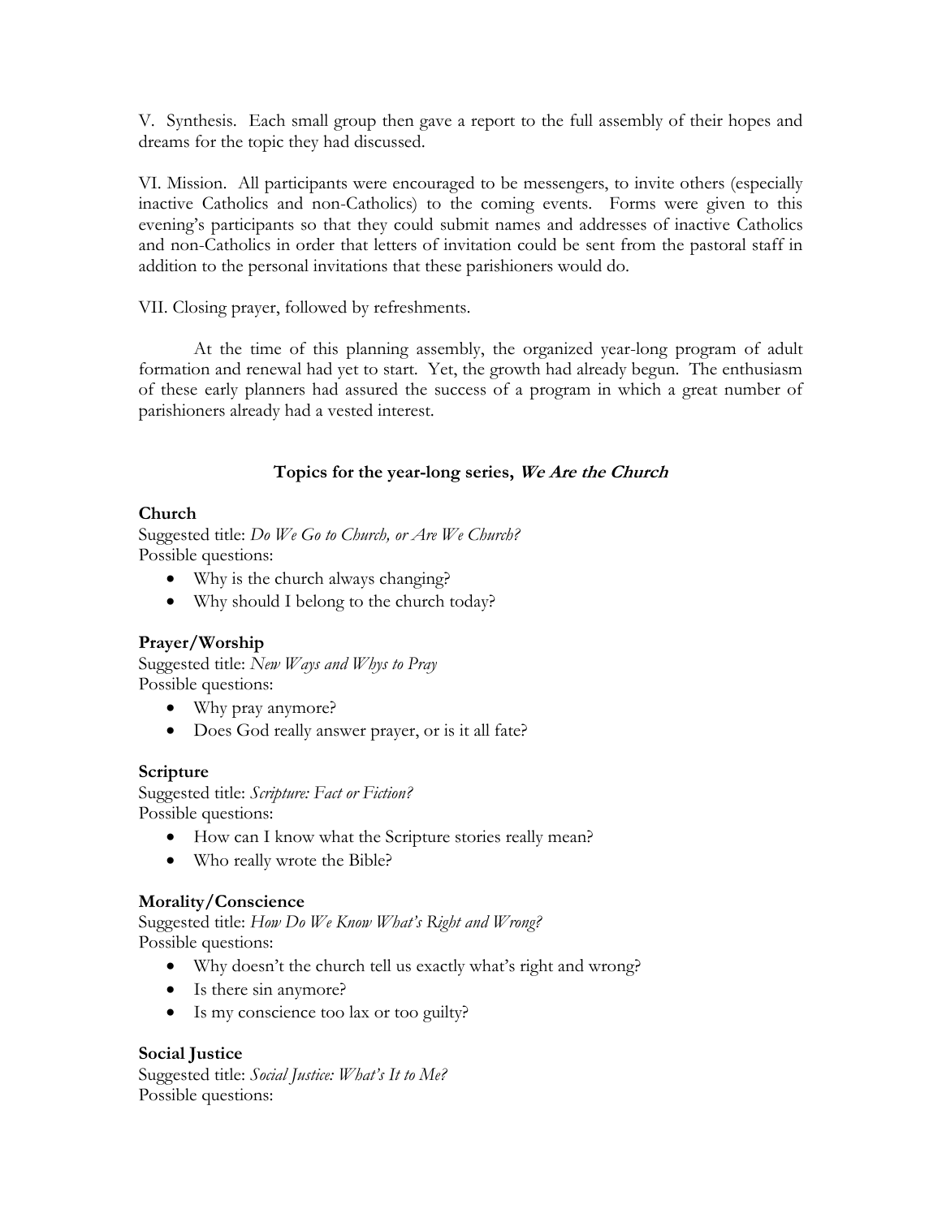V. Synthesis. Each small group then gave a report to the full assembly of their hopes and dreams for the topic they had discussed.

VI. Mission. All participants were encouraged to be messengers, to invite others (especially inactive Catholics and non-Catholics) to the coming events. Forms were given to this evening's participants so that they could submit names and addresses of inactive Catholics and non-Catholics in order that letters of invitation could be sent from the pastoral staff in addition to the personal invitations that these parishioners would do.

VII. Closing prayer, followed by refreshments.

At the time of this planning assembly, the organized year-long program of adult formation and renewal had yet to start. Yet, the growth had already begun. The enthusiasm of these early planners had assured the success of a program in which a great number of parishioners already had a vested interest.

### Topics for the year-long series, *We Are the Church*

**Church**

Suggested title: *Do We Go to Church, or Are We Church?*
Possible questions:

- Why is the church always changing?
- Why should I belong to the church today?

**Prayer/Worship**

Suggested title: *New Ways and Whys to Pray*
Possible questions:

- Why pray anymore?
- Does God really answer prayer, or is it all fate?

**Scripture**

Suggested title: *Scripture: Fact or Fiction?*
Possible questions:

- How can I know what the Scripture stories really mean?
- Who really wrote the Bible?

**Morality/Conscience**

Suggested title: *How Do We Know What's Right and Wrong?*
Possible questions:

- Why doesn't the church tell us exactly what's right and wrong?
- Is there sin anymore?
- Is my conscience too lax or too guilty?

**Social Justice**

Suggested title: *Social Justice: What's It to Me?*
Possible questions: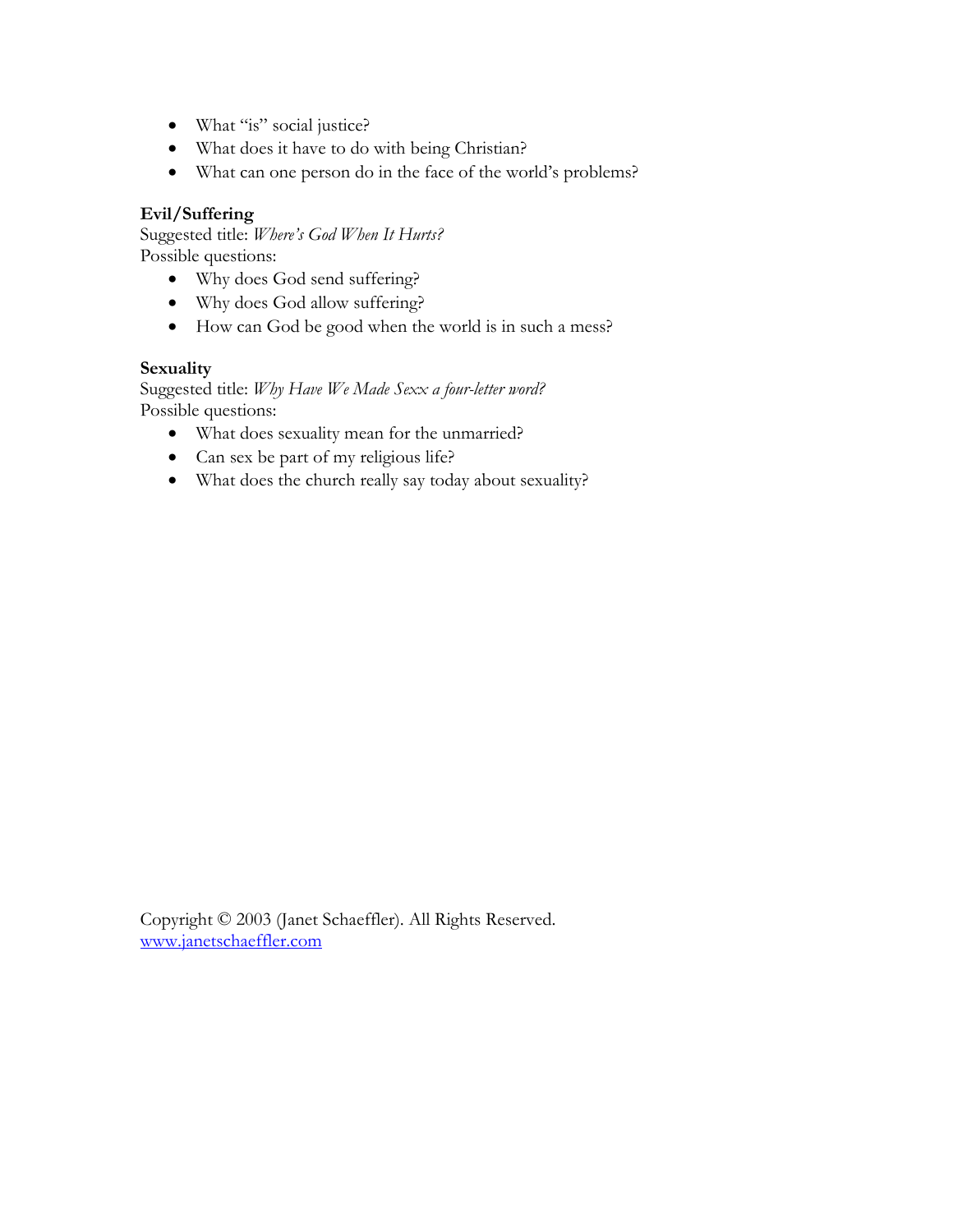- What "is" social justice?
- What does it have to do with being Christian?
- What can one person do in the face of the world's problems?

**Evil/Suffering**
Suggested title: *Where's God When It Hurts?*
Possible questions:

- Why does God send suffering?
- Why does God allow suffering?
- How can God be good when the world is in such a mess?

**Sexuality**
Suggested title: *Why Have We Made Sexx a four-letter word?*
Possible questions:

- What does sexuality mean for the unmarried?
- Can sex be part of my religious life?
- What does the church really say today about sexuality?

Copyright © 2003 (Janet Schaeffler). All Rights Reserved.
www.janetschaeffler.com